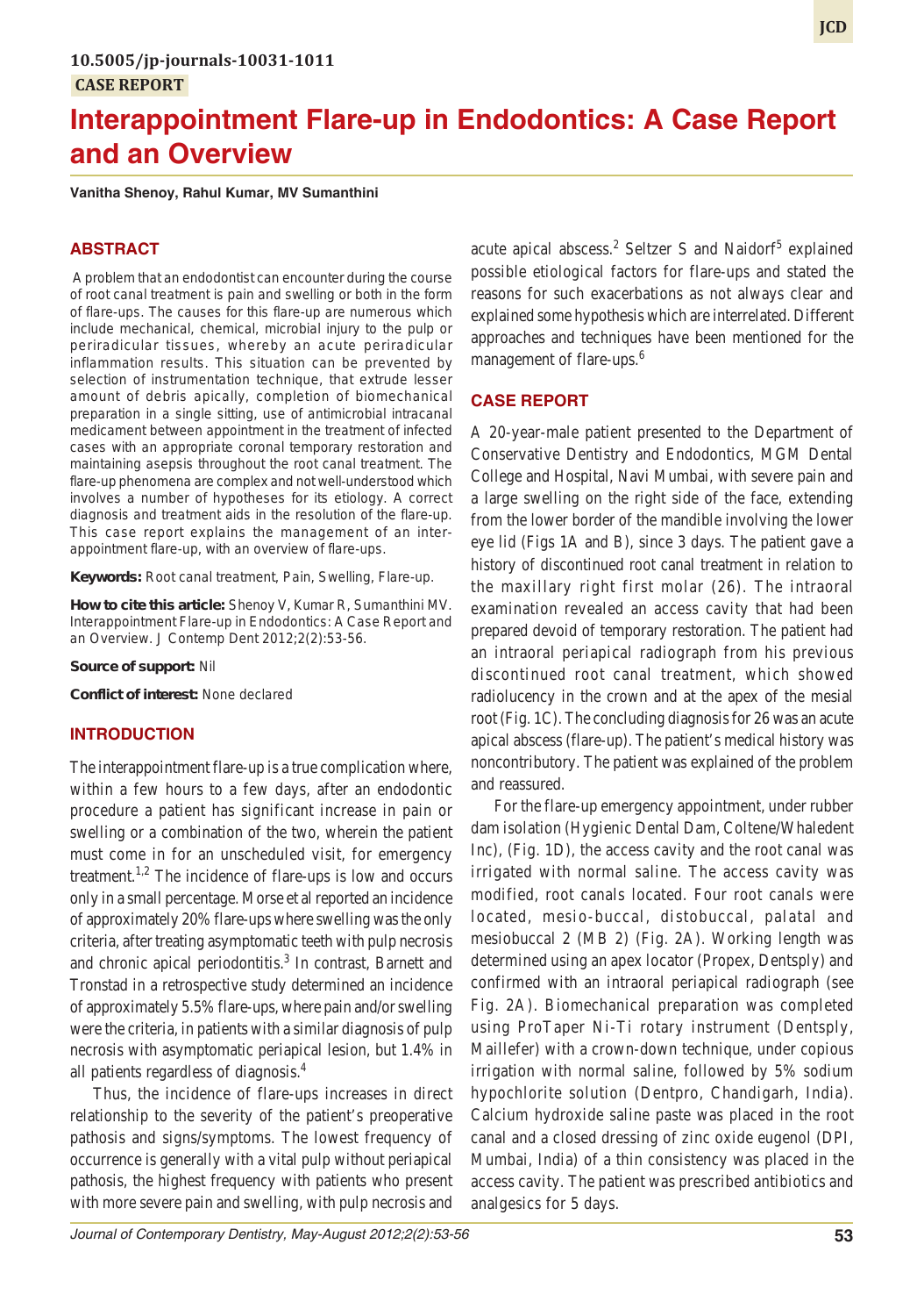10.5005/jp-journals-10031-1011

CASE REPORT

# Interappointment Flare-up in Endodontics: A Case Report and an Overview

**Vanitha Shenoy, Rahul Kumar, MV Sumanthini**

## ABSTRACT

A problem that an endodontist can encounter during the course of root canal treatment is pain and swelling or both in the form of flare-ups. The causes for this flare-up are numerous which include mechanical, chemical, microbial injury to the pulp or periradicular tissues, whereby an acute periradicular inflammation results. This situation can be prevented by selection of instrumentation technique, that extrude lesser amount of debris apically, completion of biomechanical preparation in a single sitting, use of antimicrobial intracanal medicament between appointment in the treatment of infected cases with an appropriate coronal temporary restoration and maintaining asepsis throughout the root canal treatment. The flare-up phenomena are complex and not well-understood which involves a number of hypotheses for its etiology. A correct diagnosis and treatment aids in the resolution of the flare-up. This case report explains the management of an interappointment flare-up, with an overview of flare-ups.

**Keywords:** Root canal treatment, Pain, Swelling, Flare-up.

**How to cite this article:** Shenoy V, Kumar R, Sumanthini MV. Interappointment Flare-up in Endodontics: A Case Report and an Overview. J Contemp Dent 2012;2(2):53-56.

**Source of support:** Nil

**Conflict of interest:** None declared

## INTRODUCTION

The interappointment flare-up is a true complication where, within a few hours to a few days, after an endodontic procedure a patient has significant increase in pain or swelling or a combination of the two, wherein the patient must come in for an unscheduled visit, for emergency treatment.[1,2] The incidence of flare-ups is low and occurs only in a small percentage. Morse et al reported an incidence of approximately 20% flare-ups where swelling was the only criteria, after treating asymptomatic teeth with pulp necrosis and chronic apical periodontitis.[3] In contrast, Barnett and Tronstad in a retrospective study determined an incidence of approximately 5.5% flare-ups, where pain and/or swelling were the criteria, in patients with a similar diagnosis of pulp necrosis with asymptomatic periapical lesion, but 1.4% in all patients regardless of diagnosis.[4]

Thus, the incidence of flare-ups increases in direct relationship to the severity of the patient's preoperative pathosis and signs/symptoms. The lowest frequency of occurrence is generally with a vital pulp without periapical pathosis, the highest frequency with patients who present with more severe pain and swelling, with pulp necrosis and acute apical abscess.[2] Seltzer S and Naidorf[5] explained possible etiological factors for flare-ups and stated the reasons for such exacerbations as not always clear and explained some hypothesis which are interrelated. Different approaches and techniques have been mentioned for the management of flare-ups.[6]

## CASE REPORT

A 20-year-male patient presented to the Department of Conservative Dentistry and Endodontics, MGM Dental College and Hospital, Navi Mumbai, with severe pain and a large swelling on the right side of the face, extending from the lower border of the mandible involving the lower eye lid (Figs 1A and B), since 3 days. The patient gave a history of discontinued root canal treatment in relation to the maxillary right first molar (26). The intraoral examination revealed an access cavity that had been prepared devoid of temporary restoration. The patient had an intraoral periapical radiograph from his previous discontinued root canal treatment, which showed radiolucency in the crown and at the apex of the mesial root (Fig. 1C). The concluding diagnosis for 26 was an acute apical abscess (flare-up). The patient's medical history was noncontributory. The patient was explained of the problem and reassured.

For the flare-up emergency appointment, under rubber dam isolation (Hygienic Dental Dam, Coltene/Whaledent Inc), (Fig. 1D), the access cavity and the root canal was irrigated with normal saline. The access cavity was modified, root canals located. Four root canals were located, mesio-buccal, distobuccal, palatal and mesiobuccal 2 (MB 2) (Fig. 2A). Working length was determined using an apex locator (Propex, Dentsply) and confirmed with an intraoral periapical radiograph (see Fig. 2A). Biomechanical preparation was completed using ProTaper Ni-Ti rotary instrument (Dentsply, Maillefer) with a crown-down technique, under copious irrigation with normal saline, followed by 5% sodium hypochlorite solution (Dentpro, Chandigarh, India). Calcium hydroxide saline paste was placed in the root canal and a closed dressing of zinc oxide eugenol (DPI, Mumbai, India) of a thin consistency was placed in the access cavity. The patient was prescribed antibiotics and analgesics for 5 days.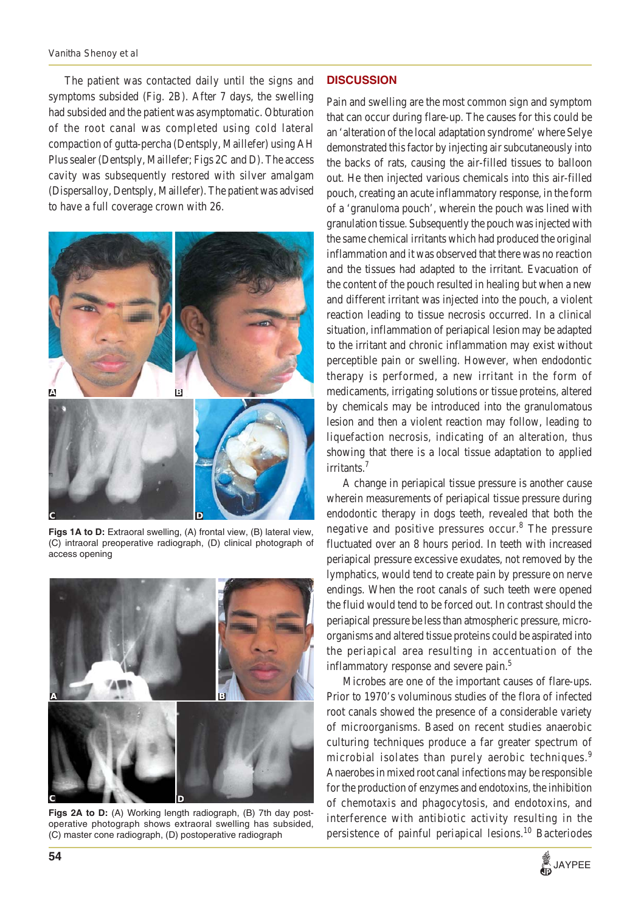The patient was contacted daily until the signs and symptoms subsided (Fig. 2B). After 7 days, the swelling had subsided and the patient was asymptomatic. Obturation of the root canal was completed using cold lateral compaction of gutta-percha (Dentsply, Maillefer) using AH Plus sealer (Dentsply, Maillefer; Figs 2C and D). The access cavity was subsequently restored with silver amalgam (Dispersalloy, Dentsply, Maillefer). The patient was advised to have a full coverage crown with 26.

**Figs 1A to D:** Extraoral swelling, (A) frontal view, (B) lateral view, (C) intraoral preoperative radiograph, (D) clinical photograph of access opening

**Figs 2A to D:** (A) Working length radiograph, (B) 7th day post-operative photograph shows extraoral swelling has subsided, (C) master cone radiograph, (D) postoperative radiograph

## DISCUSSION

Pain and swelling are the most common sign and symptom that can occur during flare-up. The causes for this could be an 'alteration of the local adaptation syndrome' where Selye demonstrated this factor by injecting air subcutaneously into the backs of rats, causing the air-filled tissues to balloon out. He then injected various chemicals into this air-filled pouch, creating an acute inflammatory response, in the form of a 'granuloma pouch', wherein the pouch was lined with granulation tissue. Subsequently the pouch was injected with the same chemical irritants which had produced the original inflammation and it was observed that there was no reaction and the tissues had adapted to the irritant. Evacuation of the content of the pouch resulted in healing but when a new and different irritant was injected into the pouch, a violent reaction leading to tissue necrosis occurred. In a clinical situation, inflammation of periapical lesion may be adapted to the irritant and chronic inflammation may exist without perceptible pain or swelling. However, when endodontic therapy is performed, a new irritant in the form of medicaments, irrigating solutions or tissue proteins, altered by chemicals may be introduced into the granulomatous lesion and then a violent reaction may follow, leading to liquefaction necrosis, indicating of an alteration, thus showing that there is a local tissue adaptation to applied irritants.[7]

A change in periapical tissue pressure is another cause wherein measurements of periapical tissue pressure during endodontic therapy in dogs teeth, revealed that both the negative and positive pressures occur.[8] The pressure fluctuated over an 8 hours period. In teeth with increased periapical pressure excessive exudates, not removed by the lymphatics, would tend to create pain by pressure on nerve endings. When the root canals of such teeth were opened the fluid would tend to be forced out. In contrast should the periapical pressure be less than atmospheric pressure, micro-organisms and altered tissue proteins could be aspirated into the periapical area resulting in accentuation of the inflammatory response and severe pain.[5]

Microbes are one of the important causes of flare-ups. Prior to 1970's voluminous studies of the flora of infected root canals showed the presence of a considerable variety of microorganisms. Based on recent studies anaerobic culturing techniques produce a far greater spectrum of microbial isolates than purely aerobic techniques.[9] Anaerobes in mixed root canal infections may be responsible for the production of enzymes and endotoxins, the inhibition of chemotaxis and phagocytosis, and endotoxins, and interference with antibiotic activity resulting in the persistence of painful periapical lesions.[10] Bacteriodes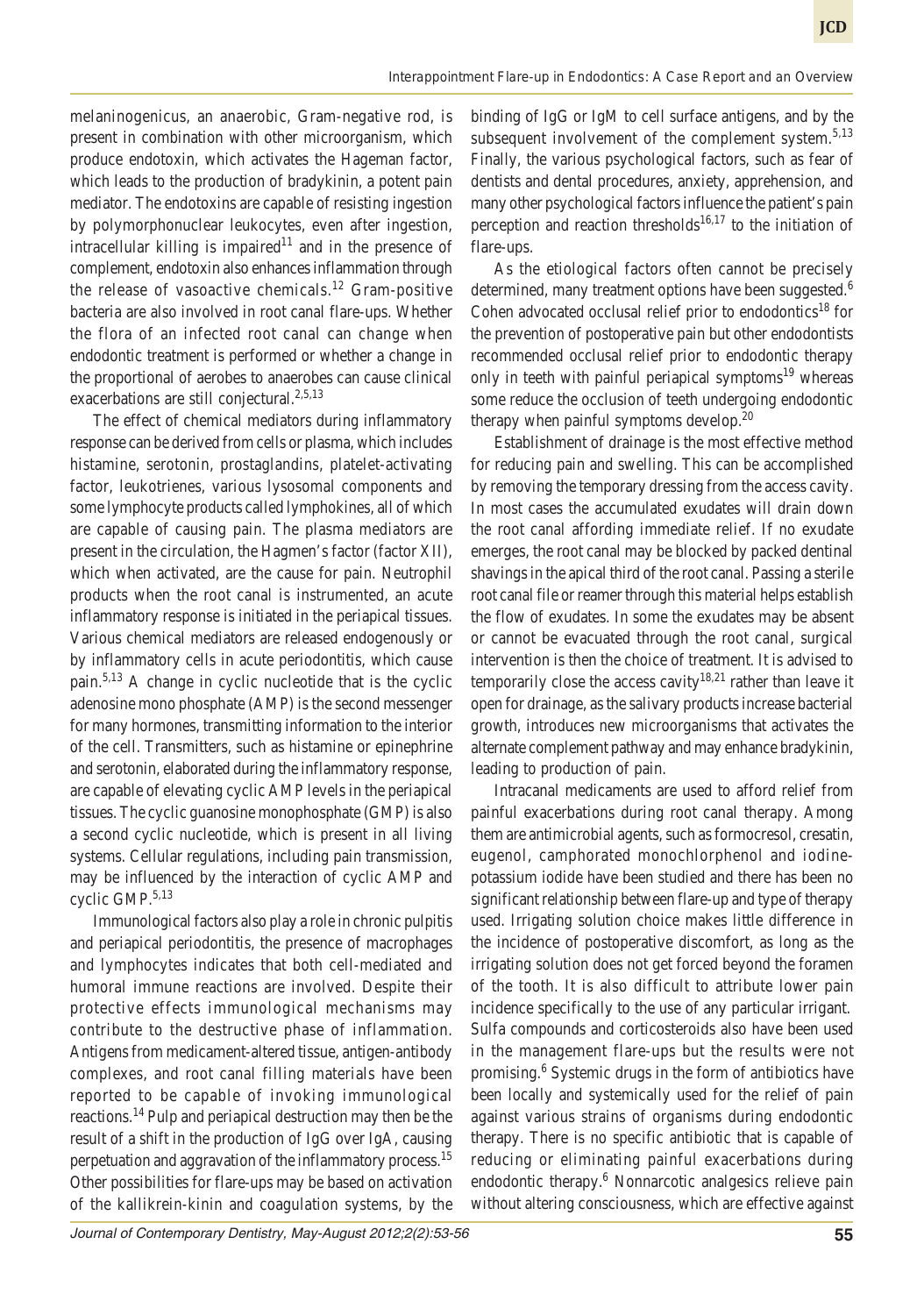melaninogenicus, an anaerobic, Gram-negative rod, is present in combination with other microorganism, which produce endotoxin, which activates the Hageman factor, which leads to the production of bradykinin, a potent pain mediator. The endotoxins are capable of resisting ingestion by polymorphonuclear leukocytes, even after ingestion, intracellular killing is impaired[11] and in the presence of complement, endotoxin also enhances inflammation through the release of vasoactive chemicals.[12] Gram-positive bacteria are also involved in root canal flare-ups. Whether the flora of an infected root canal can change when endodontic treatment is performed or whether a change in the proportional of aerobes to anaerobes can cause clinical exacerbations are still conjectural.[2,5,13]

The effect of chemical mediators during inflammatory response can be derived from cells or plasma, which includes histamine, serotonin, prostaglandins, platelet-activating factor, leukotrienes, various lysosomal components and some lymphocyte products called lymphokines, all of which are capable of causing pain. The plasma mediators are present in the circulation, the Hagmen's factor (factor XII), which when activated, are the cause for pain. Neutrophil products when the root canal is instrumented, an acute inflammatory response is initiated in the periapical tissues. Various chemical mediators are released endogenously or by inflammatory cells in acute periodontitis, which cause pain.[5,13] A change in cyclic nucleotide that is the cyclic adenosine mono phosphate (AMP) is the second messenger for many hormones, transmitting information to the interior of the cell. Transmitters, such as histamine or epinephrine and serotonin, elaborated during the inflammatory response, are capable of elevating cyclic AMP levels in the periapical tissues. The cyclic guanosine monophosphate (GMP) is also a second cyclic nucleotide, which is present in all living systems. Cellular regulations, including pain transmission, may be influenced by the interaction of cyclic AMP and cyclic GMP.[5,13]

Immunological factors also play a role in chronic pulpitis and periapical periodontitis, the presence of macrophages and lymphocytes indicates that both cell-mediated and humoral immune reactions are involved. Despite their protective effects immunological mechanisms may contribute to the destructive phase of inflammation. Antigens from medicament-altered tissue, antigen-antibody complexes, and root canal filling materials have been reported to be capable of invoking immunological reactions.[14] Pulp and periapical destruction may then be the result of a shift in the production of IgG over IgA, causing perpetuation and aggravation of the inflammatory process.[15] Other possibilities for flare-ups may be based on activation of the kallikrein-kinin and coagulation systems, by the binding of IgG or IgM to cell surface antigens, and by the subsequent involvement of the complement system.[5,13] Finally, the various psychological factors, such as fear of dentists and dental procedures, anxiety, apprehension, and many other psychological factors influence the patient's pain perception and reaction thresholds[16,17] to the initiation of flare-ups.

As the etiological factors often cannot be precisely determined, many treatment options have been suggested.[6] Cohen advocated occlusal relief prior to endodontics[18] for the prevention of postoperative pain but other endodontists recommended occlusal relief prior to endodontic therapy only in teeth with painful periapical symptoms[19] whereas some reduce the occlusion of teeth undergoing endodontic therapy when painful symptoms develop.[20]

Establishment of drainage is the most effective method for reducing pain and swelling. This can be accomplished by removing the temporary dressing from the access cavity. In most cases the accumulated exudates will drain down the root canal affording immediate relief. If no exudate emerges, the root canal may be blocked by packed dentinal shavings in the apical third of the root canal. Passing a sterile root canal file or reamer through this material helps establish the flow of exudates. In some the exudates may be absent or cannot be evacuated through the root canal, surgical intervention is then the choice of treatment. It is advised to temporarily close the access cavity[18,21] rather than leave it open for drainage, as the salivary products increase bacterial growth, introduces new microorganisms that activates the alternate complement pathway and may enhance bradykinin, leading to production of pain.

Intracanal medicaments are used to afford relief from painful exacerbations during root canal therapy. Among them are antimicrobial agents, such as formocresol, cresatin, eugenol, camphorated monochlorphenol and iodine-potassium iodide have been studied and there has been no significant relationship between flare-up and type of therapy used. Irrigating solution choice makes little difference in the incidence of postoperative discomfort, as long as the irrigating solution does not get forced beyond the foramen of the tooth. It is also difficult to attribute lower pain incidence specifically to the use of any particular irrigant. Sulfa compounds and corticosteroids also have been used in the management flare-ups but the results were not promising.[6] Systemic drugs in the form of antibiotics have been locally and systemically used for the relief of pain against various strains of organisms during endodontic therapy. There is no specific antibiotic that is capable of reducing or eliminating painful exacerbations during endodontic therapy.[6] Nonnarcotic analgesics relieve pain without altering consciousness, which are effective against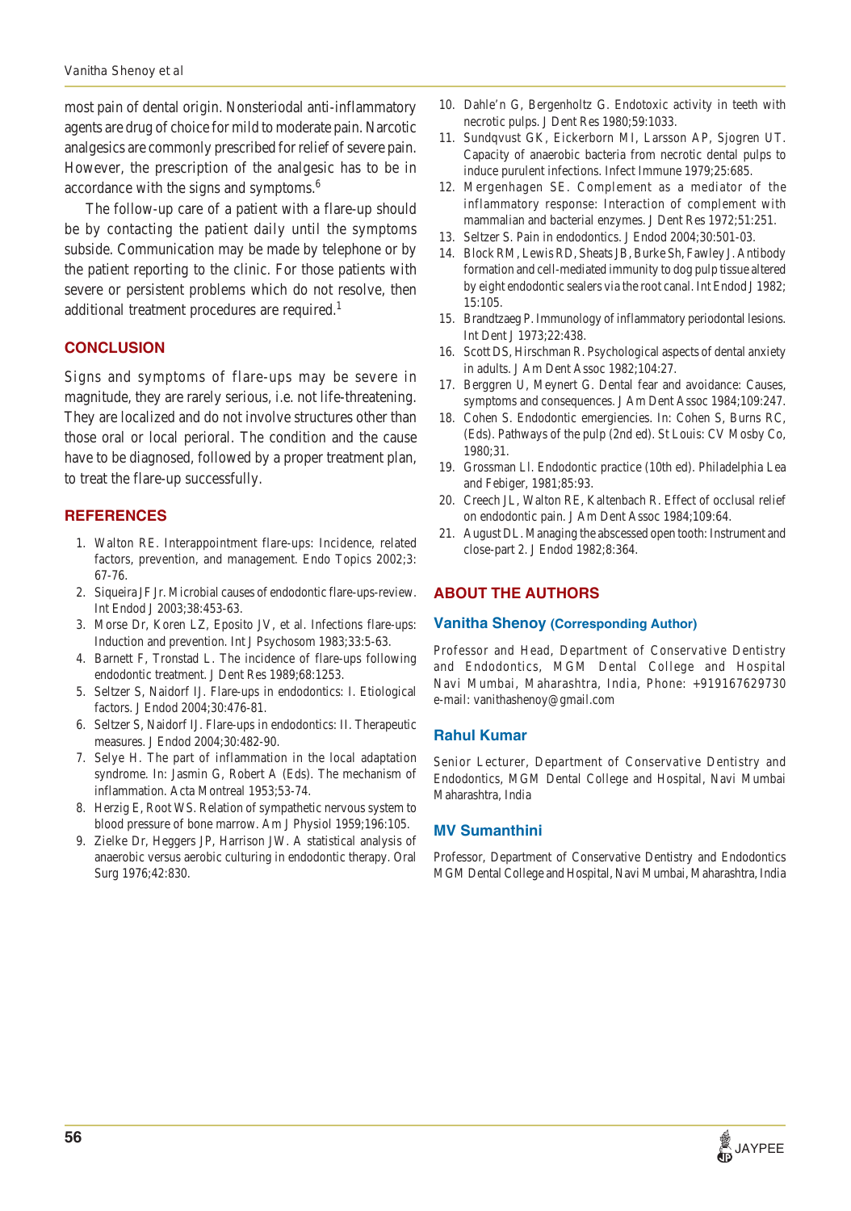most pain of dental origin. Nonsteriodal anti-inflammatory agents are drug of choice for mild to moderate pain. Narcotic analgesics are commonly prescribed for relief of severe pain. However, the prescription of the analgesic has to be in accordance with the signs and symptoms.[6]

The follow-up care of a patient with a flare-up should be by contacting the patient daily until the symptoms subside. Communication may be made by telephone or by the patient reporting to the clinic. For those patients with severe or persistent problems which do not resolve, then additional treatment procedures are required.[1]

## CONCLUSION

Signs and symptoms of flare-ups may be severe in magnitude, they are rarely serious, i.e. not life-threatening. They are localized and do not involve structures other than those oral or local perioral. The condition and the cause have to be diagnosed, followed by a proper treatment plan, to treat the flare-up successfully.

## REFERENCES

1. Walton RE. Interappointment flare-ups: Incidence, related factors, prevention, and management. Endo Topics 2002;3: 67-76.
2. Siqueira JF Jr. Microbial causes of endodontic flare-ups-review. Int Endod J 2003;38:453-63.
3. Morse Dr, Koren LZ, Eposito JV, et al. Infections flare-ups: Induction and prevention. Int J Psychosom 1983;33:5-63.
4. Barnett F, Tronstad L. The incidence of flare-ups following endodontic treatment. J Dent Res 1989;68:1253.
5. Seltzer S, Naidorf IJ. Flare-ups in endodontics: I. Etiological factors. J Endod 2004;30:476-81.
6. Seltzer S, Naidorf IJ. Flare-ups in endodontics: II. Therapeutic measures. J Endod 2004;30:482-90.
7. Selye H. The part of inflammation in the local adaptation syndrome. In: Jasmin G, Robert A (Eds). The mechanism of inflammation. Acta Montreal 1953;53-74.
8. Herzig E, Root WS. Relation of sympathetic nervous system to blood pressure of bone marrow. Am J Physiol 1959;196:105.
9. Zielke Dr, Heggers JP, Harrison JW. A statistical analysis of anaerobic versus aerobic culturing in endodontic therapy. Oral Surg 1976;42:830.
10. Dahle'n G, Bergenholtz G. Endotoxic activity in teeth with necrotic pulps. J Dent Res 1980;59:1033.
11. Sundqvust GK, Eickerborn MI, Larsson AP, Sjogren UT. Capacity of anaerobic bacteria from necrotic dental pulps to induce purulent infections. Infect Immune 1979;25:685.
12. Mergenhagen SE. Complement as a mediator of the inflammatory response: Interaction of complement with mammalian and bacterial enzymes. J Dent Res 1972;51:251.
13. Seltzer S. Pain in endodontics. J Endod 2004;30:501-03.
14. Block RM, Lewis RD, Sheats JB, Burke Sh, Fawley J. Antibody formation and cell-mediated immunity to dog pulp tissue altered by eight endodontic sealers via the root canal. Int Endod J 1982; 15:105.
15. Brandtzaeg P. Immunology of inflammatory periodontal lesions. Int Dent J 1973;22:438.
16. Scott DS, Hirschman R. Psychological aspects of dental anxiety in adults. J Am Dent Assoc 1982;104:27.
17. Berggren U, Meynert G. Dental fear and avoidance: Causes, symptoms and consequences. J Am Dent Assoc 1984;109:247.
18. Cohen S. Endodontic emergiencies. In: Cohen S, Burns RC, (Eds). Pathways of the pulp (2nd ed). St Louis: CV Mosby Co, 1980;31.
19. Grossman LI. Endodontic practice (10th ed). Philadelphia Lea and Febiger, 1981;85:93.
20. Creech JL, Walton RE, Kaltenbach R. Effect of occlusal relief on endodontic pain. J Am Dent Assoc 1984;109:64.
21. August DL. Managing the abscessed open tooth: Instrument and close-part 2. J Endod 1982;8:364.

## ABOUT THE AUTHORS

### Vanitha Shenoy (Corresponding Author)

Professor and Head, Department of Conservative Dentistry and Endodontics, MGM Dental College and Hospital Navi Mumbai, Maharashtra, India, Phone: +919167629730 e-mail: vanithashenoy@gmail.com

### Rahul Kumar

Senior Lecturer, Department of Conservative Dentistry and Endodontics, MGM Dental College and Hospital, Navi Mumbai Maharashtra, India

### MV Sumanthini

Professor, Department of Conservative Dentistry and Endodontics MGM Dental College and Hospital, Navi Mumbai, Maharashtra, India